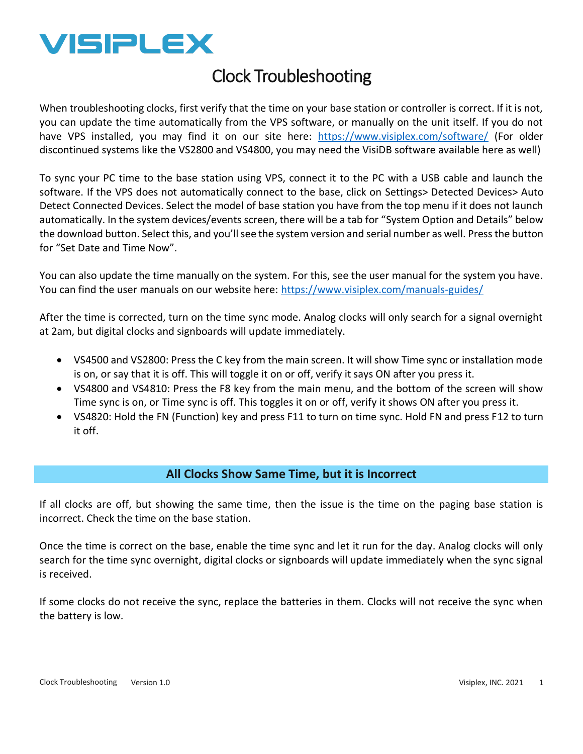# VISIPLEX

# Clock Troubleshooting

When troubleshooting clocks, first verify that the time on your base station or controller is correct. If it is not, you can update the time automatically from the VPS software, or manually on the unit itself. If you do not have VPS installed, you may find it on our site here: [https://www.visiplex.com/software/](https://www.visiplex.com/software/) (For older discontinued systems like the VS2800 and VS4800, you may need the VisiDB software available here as well)

To sync your PC time to the base station using VPS, connect it to the PC with a USB cable and launch the software. If the VPS does not automatically connect to the base, click on Settings> Detected Devices> Auto Detect Connected Devices. Select the model of base station you have from the top menu if it does not launch automatically. In the system devices/events screen, there will be a tab for "System Option and Details" below the download button. Select this, and you'll see the system version and serial number as well. Press the button for "Set Date and Time Now".

You can also update the time manually on the system. For this, see the user manual for the system you have. You can find the user manuals on our website here: [https://www.visiplex.com/manuals-guides/](https://www.visiplex.com/manuals-guides/)

After the time is corrected, turn on the time sync mode. Analog clocks will only search for a signal overnight at 2am, but digital clocks and signboards will update immediately.

- VS4500 and VS2800: Press the C key from the main screen. It will show Time sync or installation mode is on, or say that it is off. This will toggle it on or off, verify it says ON after you press it.
- VS4800 and VS4810: Press the F8 key from the main menu, and the bottom of the screen will show Time sync is on, or Time sync is off. This toggles it on or off, verify it shows ON after you press it.
- VS4820: Hold the FN (Function) key and press F11 to turn on time sync. Hold FN and press F12 to turn it off.

## All Clocks Show Same Time, but it is Incorrect

If all clocks are off, but showing the same time, then the issue is the time on the paging base station is incorrect. Check the time on the base station.

Once the time is correct on the base, enable the time sync and let it run for the day. Analog clocks will only search for the time sync overnight, digital clocks or signboards will update immediately when the sync signal is received.

If some clocks do not receive the sync, replace the batteries in them. Clocks will not receive the sync when the battery is low.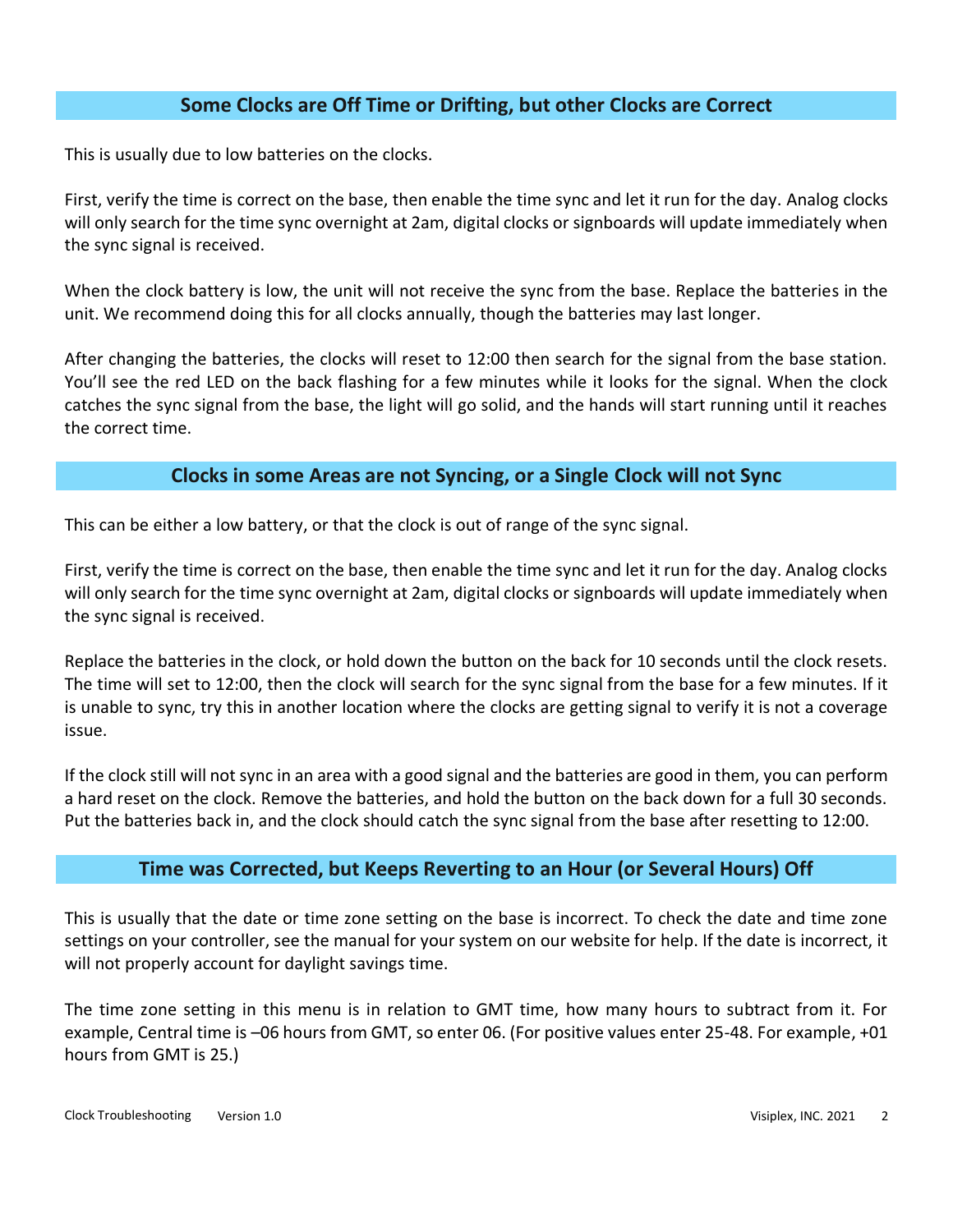## Some Clocks are Off Time or Drifting, but other Clocks are Correct

This is usually due to low batteries on the clocks.

First, verify the time is correct on the base, then enable the time sync and let it run for the day. Analog clocks will only search for the time sync overnight at 2am, digital clocks or signboards will update immediately when the sync signal is received.

When the clock battery is low, the unit will not receive the sync from the base. Replace the batteries in the unit. We recommend doing this for all clocks annually, though the batteries may last longer.

After changing the batteries, the clocks will reset to 12:00 then search for the signal from the base station. You'll see the red LED on the back flashing for a few minutes while it looks for the signal. When the clock catches the sync signal from the base, the light will go solid, and the hands will start running until it reaches the correct time.

## Clocks in some Areas are not Syncing, or a Single Clock will not Sync

This can be either a low battery, or that the clock is out of range of the sync signal.

First, verify the time is correct on the base, then enable the time sync and let it run for the day. Analog clocks will only search for the time sync overnight at 2am, digital clocks or signboards will update immediately when the sync signal is received.

Replace the batteries in the clock, or hold down the button on the back for 10 seconds until the clock resets. The time will set to 12:00, then the clock will search for the sync signal from the base for a few minutes. If it is unable to sync, try this in another location where the clocks are getting signal to verify it is not a coverage issue.

If the clock still will not sync in an area with a good signal and the batteries are good in them, you can perform a hard reset on the clock. Remove the batteries, and hold the button on the back down for a full 30 seconds. Put the batteries back in, and the clock should catch the sync signal from the base after resetting to 12:00.

## Time was Corrected, but Keeps Reverting to an Hour (or Several Hours) Off

This is usually that the date or time zone setting on the base is incorrect. To check the date and time zone settings on your controller, see the manual for your system on our website for help. If the date is incorrect, it will not properly account for daylight savings time.

The time zone setting in this menu is in relation to GMT time, how many hours to subtract from it. For example, Central time is –06 hours from GMT, so enter 06. (For positive values enter 25-48. For example, +01 hours from GMT is 25.)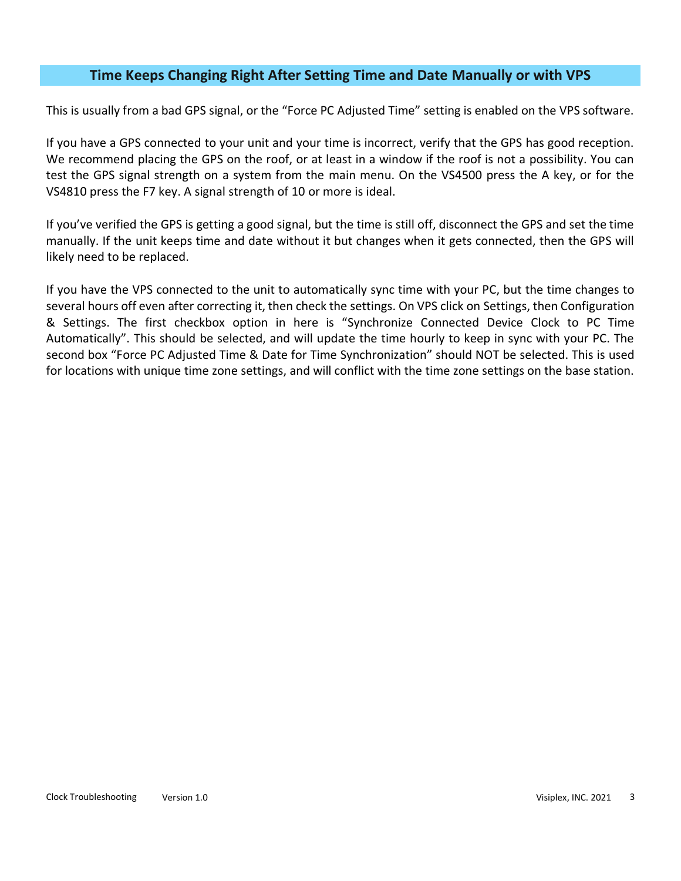## Time Keeps Changing Right After Setting Time and Date Manually or with VPS

This is usually from a bad GPS signal, or the “Force PC Adjusted Time” setting is enabled on the VPS software.

If you have a GPS connected to your unit and your time is incorrect, verify that the GPS has good reception. We recommend placing the GPS on the roof, or at least in a window if the roof is not a possibility. You can test the GPS signal strength on a system from the main menu. On the VS4500 press the A key, or for the VS4810 press the F7 key. A signal strength of 10 or more is ideal.

If you’ve verified the GPS is getting a good signal, but the time is still off, disconnect the GPS and set the time manually. If the unit keeps time and date without it but changes when it gets connected, then the GPS will likely need to be replaced.

If you have the VPS connected to the unit to automatically sync time with your PC, but the time changes to several hours off even after correcting it, then check the settings. On VPS click on Settings, then Configuration & Settings. The first checkbox option in here is “Synchronize Connected Device Clock to PC Time Automatically”. This should be selected, and will update the time hourly to keep in sync with your PC. The second box “Force PC Adjusted Time & Date for Time Synchronization” should NOT be selected. This is used for locations with unique time zone settings, and will conflict with the time zone settings on the base station.